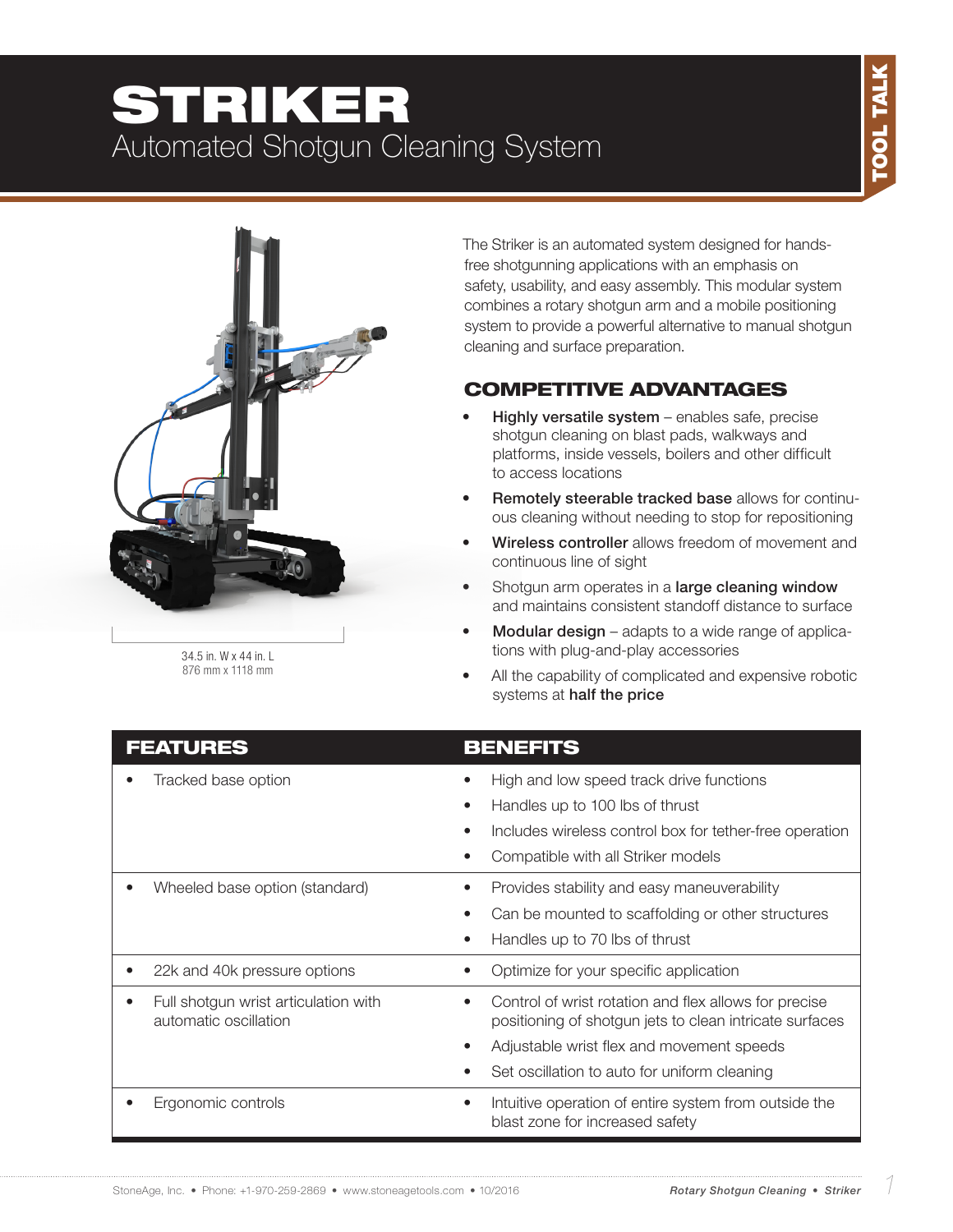# STRIKER

## Automated Shotgun Cleaning System

34.5 in. W x 44 in. L
876 mm x 1118 mm

The Striker is an automated system designed for hands-free shotgunning applications with an emphasis on safety, usability, and easy assembly. This modular system combines a rotary shotgun arm and a mobile positioning system to provide a powerful alternative to manual shotgun cleaning and surface preparation.

## COMPETITIVE ADVANTAGES

- **Highly versatile system** – enables safe, precise shotgun cleaning on blast pads, walkways and platforms, inside vessels, boilers and other difficult to access locations
- **Remotely steerable tracked base** allows for continuous cleaning without needing to stop for repositioning
- **Wireless controller** allows freedom of movement and continuous line of sight
- Shotgun arm operates in a **large cleaning window** and maintains consistent standoff distance to surface
- **Modular design** – adapts to a wide range of applications with plug-and-play accessories
- All the capability of complicated and expensive robotic systems at **half the price**

| FEATURES | BENEFITS |
| --- | --- |
| • Tracked base option | • High and low speed track drive functions<br>• Handles up to 100 lbs of thrust<br>• Includes wireless control box for tether-free operation<br>• Compatible with all Striker models |
| • Wheeled base option (standard) | • Provides stability and easy maneuverability<br>• Can be mounted to scaffolding or other structures<br>• Handles up to 70 lbs of thrust |
| • 22k and 40k pressure options | • Optimize for your specific application |
| • Full shotgun wrist articulation with automatic oscillation | • Control of wrist rotation and flex allows for precise positioning of shotgun jets to clean intricate surfaces<br>• Adjustable wrist flex and movement speeds<br>• Set oscillation to auto for uniform cleaning |
| • Ergonomic controls | • Intuitive operation of entire system from outside the blast zone for increased safety |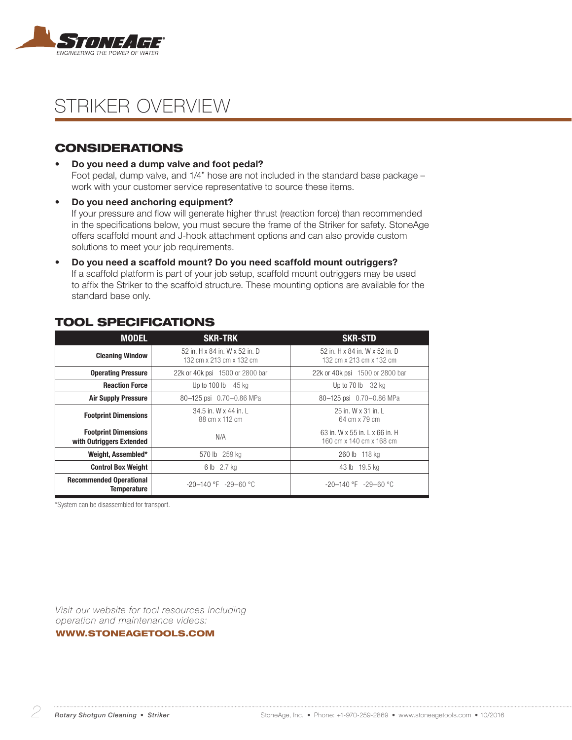# STRIKER OVERVIEW

## CONSIDERATIONS

- **Do you need a dump valve and foot pedal?**
  Foot pedal, dump valve, and 1/4" hose are not included in the standard base package – work with your customer service representative to source these items.
- **Do you need anchoring equipment?**
  If your pressure and flow will generate higher thrust (reaction force) than recommended in the specifications below, you must secure the frame of the Striker for safety. StoneAge offers scaffold mount and J-hook attachment options and can also provide custom solutions to meet your job requirements.
- **Do you need a scaffold mount? Do you need scaffold mount outriggers?**
  If a scaffold platform is part of your job setup, scaffold mount outriggers may be used to affix the Striker to the scaffold structure. These mounting options are available for the standard base only.

## TOOL SPECIFICATIONS

| MODEL | SKR-TRK | SKR-STD |
|---|---|---|
| **Cleaning Window** | 52 in. H x 84 in. W x 52 in. D<br>132 cm x 213 cm x 132 cm | 52 in. H x 84 in. W x 52 in. D<br>132 cm x 213 cm x 132 cm |
| **Operating Pressure** | 22k or 40k psi 1500 or 2800 bar | 22k or 40k psi 1500 or 2800 bar |
| **Reaction Force** | Up to 100 lb 45 kg | Up to 70 lb 32 kg |
| **Air Supply Pressure** | 80–125 psi 0.70–0.86 MPa | 80–125 psi 0.70–0.86 MPa |
| **Footprint Dimensions** | 34.5 in. W x 44 in. L<br>88 cm x 112 cm | 25 in. W x 31 in. L<br>64 cm x 79 cm |
| **Footprint Dimensions with Outriggers Extended** | N/A | 63 in. W x 55 in. L x 66 in. H<br>160 cm x 140 cm x 168 cm |
| **Weight, Assembled*** | 570 lb 259 kg | 260 lb 118 kg |
| **Control Box Weight** | 6 lb 2.7 kg | 43 lb 19.5 kg |
| **Recommended Operational Temperature** | -20–140 °F -29–60 °C | -20–140 °F -29–60 °C |

*System can be disassembled for transport.

*Visit our website for tool resources including operation and maintenance videos:*

**WWW.STONEAGETOOLS.COM**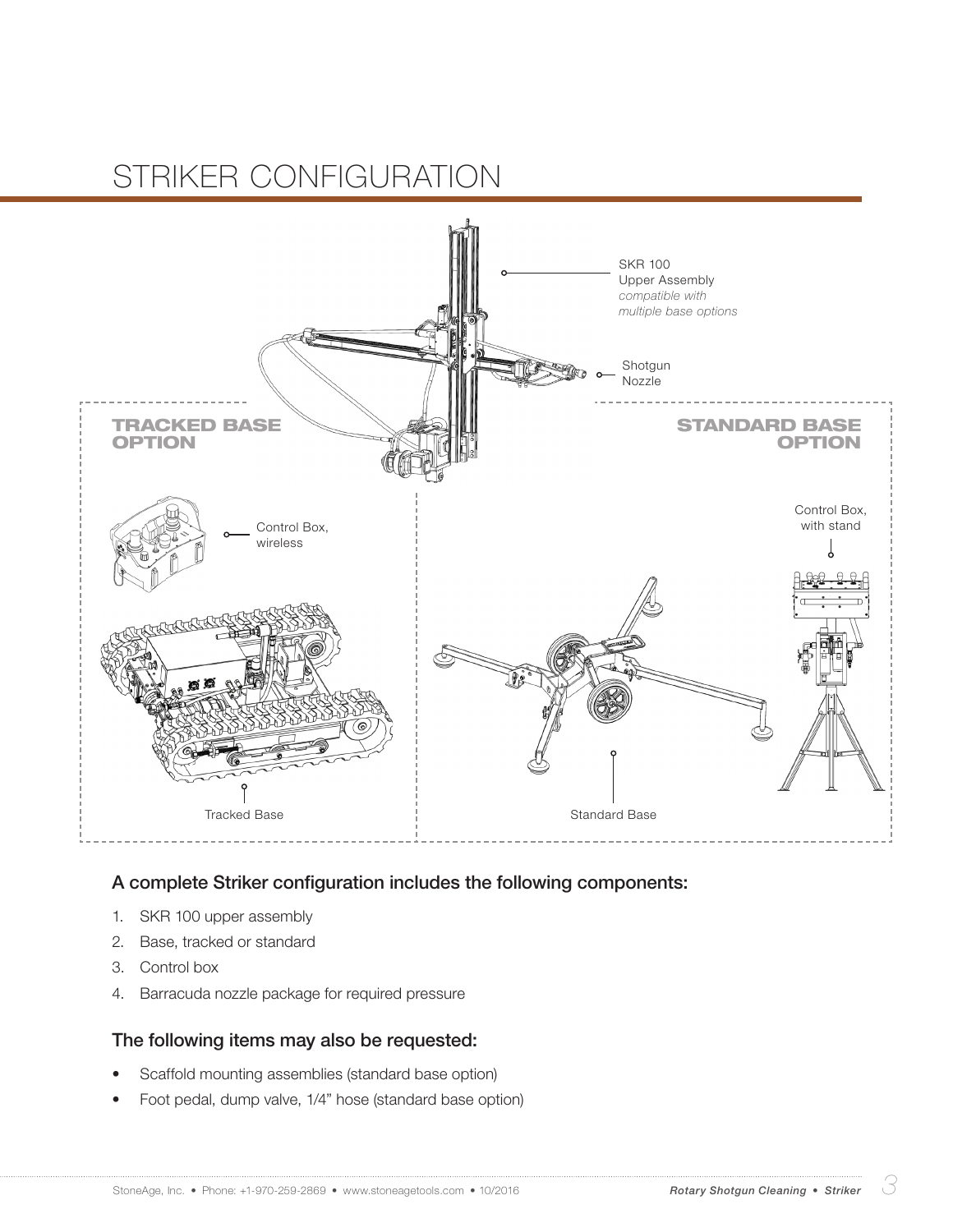# STRIKER CONFIGURATION

SKR 100
Upper Assembly
*compatible with multiple base options*

Shotgun Nozzle

**TRACKED BASE OPTION**

Control Box, wireless

Tracked Base

**STANDARD BASE OPTION**

Control Box, with stand

Standard Base

### A complete Striker configuration includes the following components:

1. SKR 100 upper assembly
2. Base, tracked or standard
3. Control box
4. Barracuda nozzle package for required pressure

### The following items may also be requested:

- Scaffold mounting assemblies (standard base option)
- Foot pedal, dump valve, 1/4" hose (standard base option)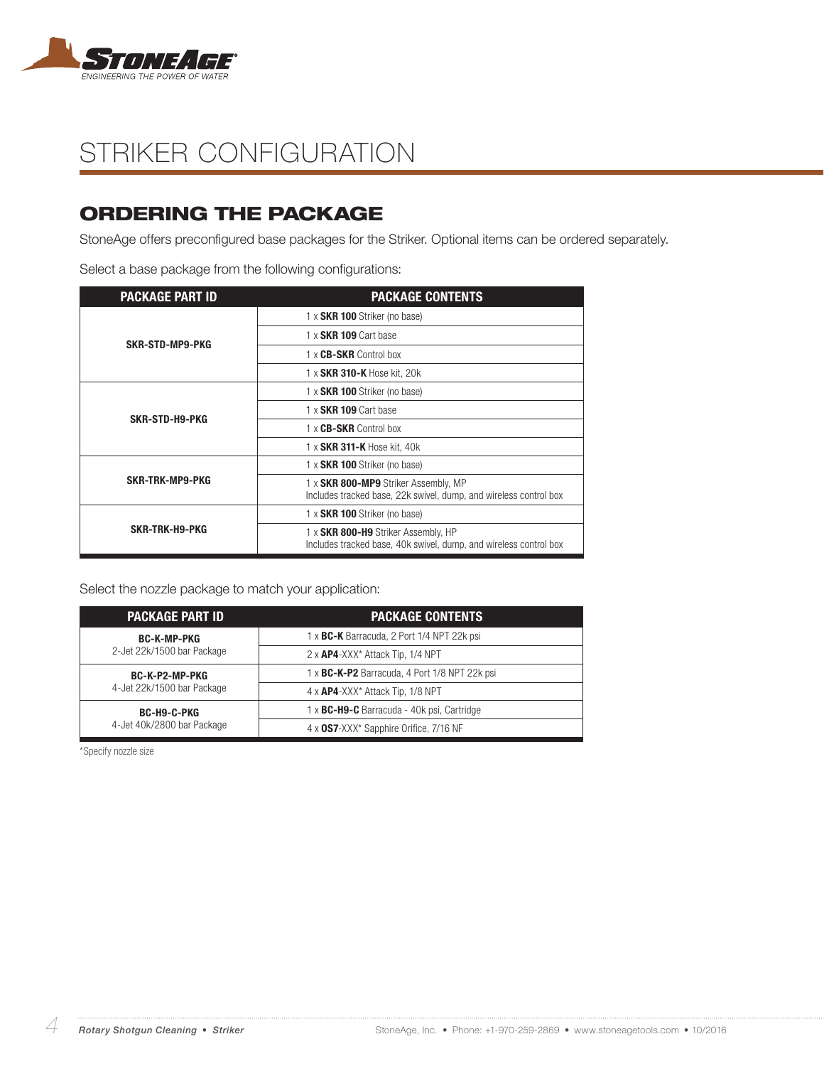## STRIKER CONFIGURATION

### ORDERING THE PACKAGE

StoneAge offers preconfigured base packages for the Striker. Optional items can be ordered separately.

Select a base package from the following configurations:

| PACKAGE PART ID | PACKAGE CONTENTS |
|---|---|
| **SKR-STD-MP9-PKG** | 1 x **SKR 100** Striker (no base) |
| | 1 x **SKR 109** Cart base |
| | 1 x **CB-SKR** Control box |
| | 1 x **SKR 310-K** Hose kit, 20k |
| **SKR-STD-H9-PKG** | 1 x **SKR 100** Striker (no base) |
| | 1 x **SKR 109** Cart base |
| | 1 x **CB-SKR** Control box |
| | 1 x **SKR 311-K** Hose kit, 40k |
| **SKR-TRK-MP9-PKG** | 1 x **SKR 100** Striker (no base) |
| | 1 x **SKR 800-MP9** Striker Assembly, MP<br>Includes tracked base, 22k swivel, dump, and wireless control box |
| **SKR-TRK-H9-PKG** | 1 x **SKR 100** Striker (no base) |
| | 1 x **SKR 800-H9** Striker Assembly, HP<br>Includes tracked base, 40k swivel, dump, and wireless control box |

Select the nozzle package to match your application:

| PACKAGE PART ID | PACKAGE CONTENTS |
|---|---|
| **BC-K-MP-PKG**<br>2-Jet 22k/1500 bar Package | 1 x **BC-K** Barracuda, 2 Port 1/4 NPT 22k psi |
| | 2 x **AP4**-XXX* Attack Tip, 1/4 NPT |
| **BC-K-P2-MP-PKG**<br>4-Jet 22k/1500 bar Package | 1 x **BC-K-P2** Barracuda, 4 Port 1/8 NPT 22k psi |
| | 4 x **AP4**-XXX* Attack Tip, 1/8 NPT |
| **BC-H9-C-PKG**<br>4-Jet 40k/2800 bar Package | 1 x **BC-H9-C** Barracuda - 40k psi, Cartridge |
| | 4 x **OS7**-XXX* Sapphire Orifice, 7/16 NF |

*Specify nozzle size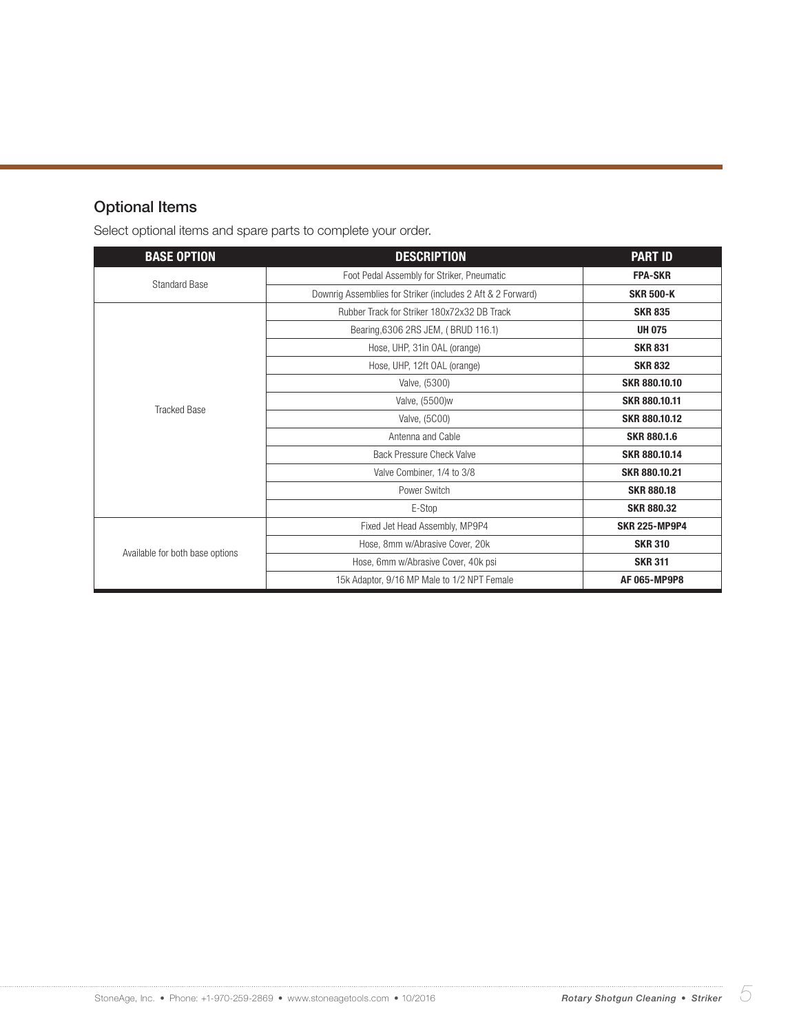## Optional Items

Select optional items and spare parts to complete your order.

| BASE OPTION | DESCRIPTION | PART ID |
|---|---|---|
| Standard Base | Foot Pedal Assembly for Striker, Pneumatic | **FPA-SKR** |
| | Downrig Assemblies for Striker (includes 2 Aft & 2 Forward) | **SKR 500-K** |
| Tracked Base | Rubber Track for Striker 180x72x32 DB Track | **SKR 835** |
| | Bearing,6306 2RS JEM, ( BRUD 116.1) | **UH 075** |
| | Hose, UHP, 31in OAL (orange) | **SKR 831** |
| | Hose, UHP, 12ft OAL (orange) | **SKR 832** |
| | Valve, (5300) | **SKR 880.10.10** |
| | Valve, (5500)w | **SKR 880.10.11** |
| | Valve, (5C00) | **SKR 880.10.12** |
| | Antenna and Cable | **SKR 880.1.6** |
| | Back Pressure Check Valve | **SKR 880.10.14** |
| | Valve Combiner, 1/4 to 3/8 | **SKR 880.10.21** |
| | Power Switch | **SKR 880.18** |
| | E-Stop | **SKR 880.32** |
| Available for both base options | Fixed Jet Head Assembly, MP9P4 | **SKR 225-MP9P4** |
| | Hose, 8mm w/Abrasive Cover, 20k | **SKR 310** |
| | Hose, 6mm w/Abrasive Cover, 40k psi | **SKR 311** |
| | 15k Adaptor, 9/16 MP Male to 1/2 NPT Female | **AF 065-MP9P8** |